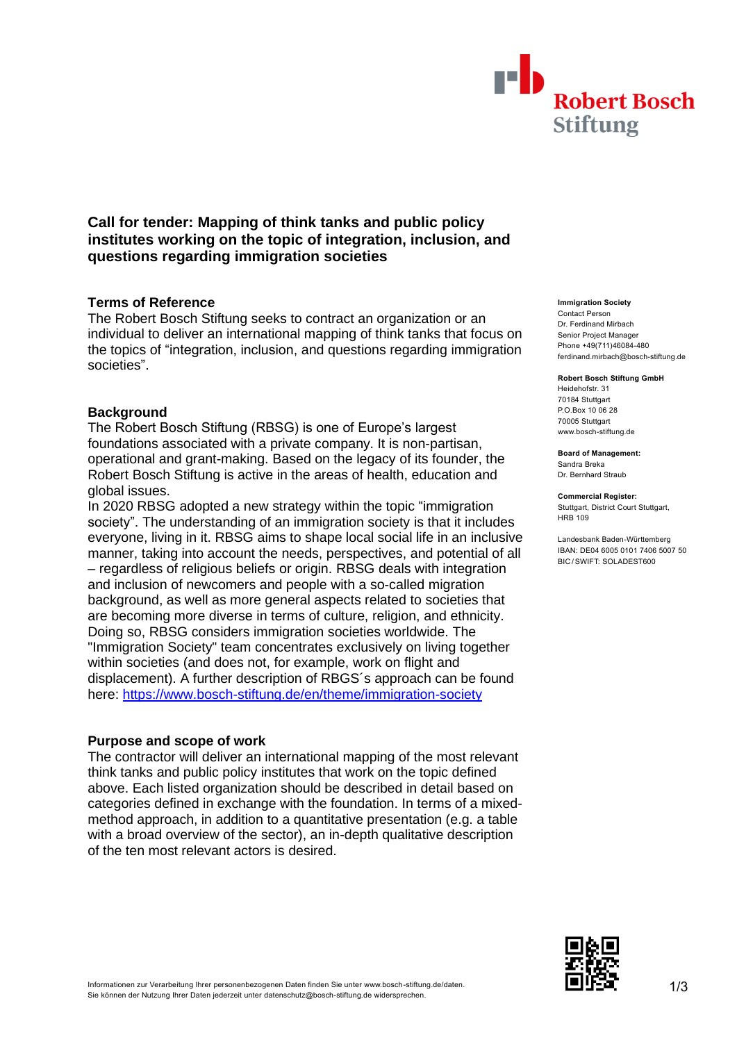# Call for tender: Mapping of think tanks and public policy institutes working on the topic of integration, inclusion, and questions regarding immigration societies

## Terms of Reference

The Robert Bosch Stiftung seeks to contract an organization or an individual to deliver an international mapping of think tanks that focus on the topics of "integration, inclusion, and questions regarding immigration societies".

## Background

The Robert Bosch Stiftung (RBSG) is one of Europe's largest foundations associated with a private company. It is non-partisan, operational and grant-making. Based on the legacy of its founder, the Robert Bosch Stiftung is active in the areas of health, education and global issues.

In 2020 RBSG adopted a new strategy within the topic "immigration society". The understanding of an immigration society is that it includes everyone, living in it. RBSG aims to shape local social life in an inclusive manner, taking into account the needs, perspectives, and potential of all – regardless of religious beliefs or origin. RBSG deals with integration and inclusion of newcomers and people with a so-called migration background, as well as more general aspects related to societies that are becoming more diverse in terms of culture, religion, and ethnicity. Doing so, RBSG considers immigration societies worldwide. The "Immigration Society" team concentrates exclusively on living together within societies (and does not, for example, work on flight and displacement). A further description of RBGS´s approach can be found here: https://www.bosch-stiftung.de/en/theme/immigration-society

## Purpose and scope of work

The contractor will deliver an international mapping of the most relevant think tanks and public policy institutes that work on the topic defined above. Each listed organization should be described in detail based on categories defined in exchange with the foundation. In terms of a mixed-method approach, in addition to a quantitative presentation (e.g. a table with a broad overview of the sector), an in-depth qualitative description of the ten most relevant actors is desired.

**Immigration Society**
Contact Person
Dr. Ferdinand Mirbach
Senior Project Manager
Phone +49(711)46084-480
ferdinand.mirbach@bosch-stiftung.de

**Robert Bosch Stiftung GmbH**
Heidehofstr. 31
70184 Stuttgart
P.O.Box 10 06 28
70005 Stuttgart
www.bosch-stiftung.de

**Board of Management:**
Sandra Breka
Dr. Bernhard Straub

**Commercial Register:**
Stuttgart, District Court Stuttgart,
HRB 109

Landesbank Baden-Württemberg
IBAN: DE04 6005 0101 7406 5007 50
BIC / SWIFT: SOLADEST600

Informationen zur Verarbeitung Ihrer personenbezogenen Daten finden Sie unter www.bosch-stiftung.de/daten.
Sie können der Nutzung Ihrer Daten jederzeit unter datenschutz@bosch-stiftung.de widersprechen.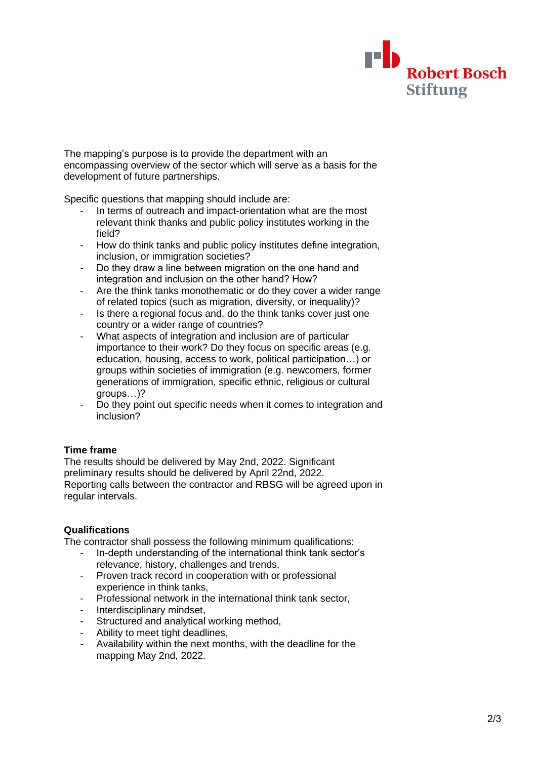The mapping's purpose is to provide the department with an encompassing overview of the sector which will serve as a basis for the development of future partnerships.

Specific questions that mapping should include are:

- In terms of outreach and impact-orientation what are the most relevant think thanks and public policy institutes working in the field?
- How do think tanks and public policy institutes define integration, inclusion, or immigration societies?
- Do they draw a line between migration on the one hand and integration and inclusion on the other hand? How?
- Are the think tanks monothematic or do they cover a wider range of related topics (such as migration, diversity, or inequality)?
- Is there a regional focus and, do the think tanks cover just one country or a wider range of countries?
- What aspects of integration and inclusion are of particular importance to their work? Do they focus on specific areas (e.g. education, housing, access to work, political participation…) or groups within societies of immigration (e.g. newcomers, former generations of immigration, specific ethnic, religious or cultural groups…)?
- Do they point out specific needs when it comes to integration and inclusion?

**Time frame**
The results should be delivered by May 2nd, 2022. Significant preliminary results should be delivered by April 22nd, 2022.
Reporting calls between the contractor and RBSG will be agreed upon in regular intervals.

**Qualifications**
The contractor shall possess the following minimum qualifications:

- In-depth understanding of the international think tank sector's relevance, history, challenges and trends,
- Proven track record in cooperation with or professional experience in think tanks,
- Professional network in the international think tank sector,
- Interdisciplinary mindset,
- Structured and analytical working method,
- Ability to meet tight deadlines,
- Availability within the next months, with the deadline for the mapping May 2nd, 2022.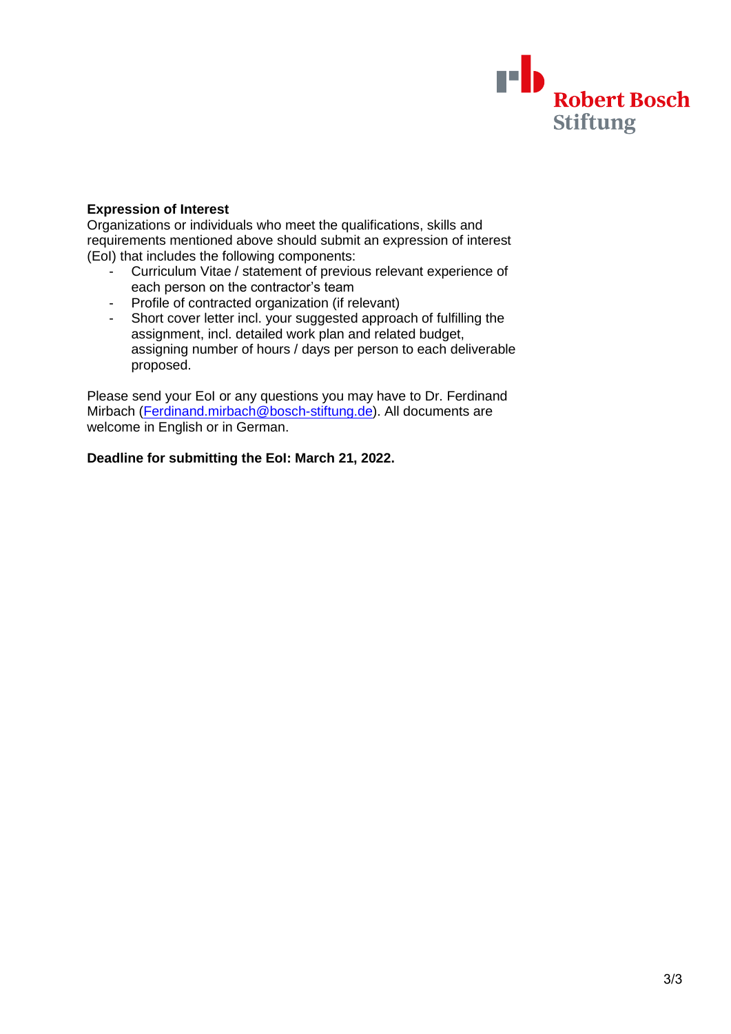**Expression of Interest**

Organizations or individuals who meet the qualifications, skills and requirements mentioned above should submit an expression of interest (EoI) that includes the following components:

- Curriculum Vitae / statement of previous relevant experience of each person on the contractor's team
- Profile of contracted organization (if relevant)
- Short cover letter incl. your suggested approach of fulfilling the assignment, incl. detailed work plan and related budget, assigning number of hours / days per person to each deliverable proposed.

Please send your EoI or any questions you may have to Dr. Ferdinand Mirbach (Ferdinand.mirbach@bosch-stiftung.de). All documents are welcome in English or in German.

**Deadline for submitting the EoI: March 21, 2022.**